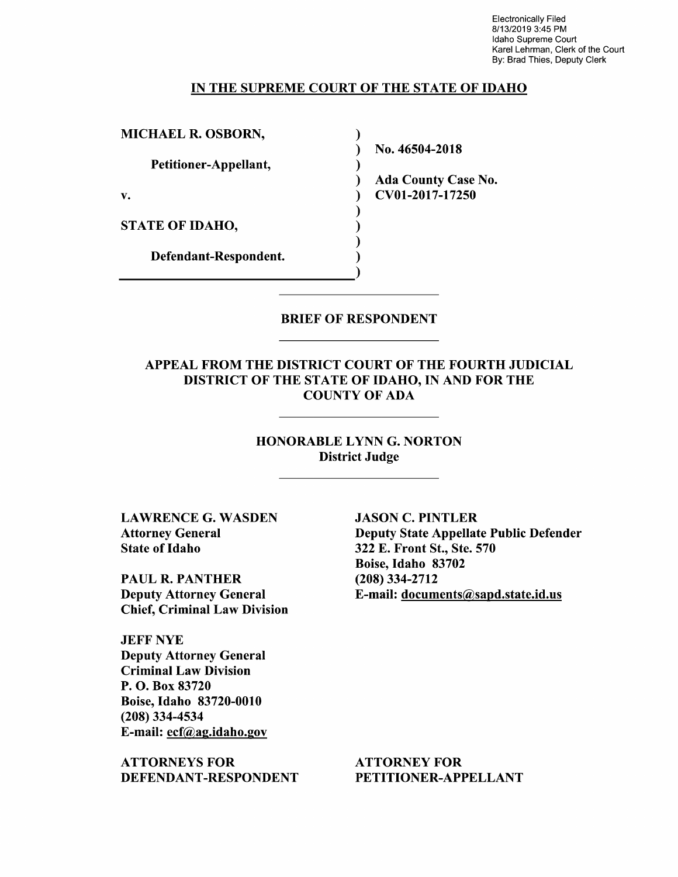Electronically Filed
8/13/2019 3:45 PM
Idaho Supreme Court
Karel Lehrman, Clerk of the Court
By: Brad Thies, Deputy Clerk

# IN THE SUPREME COURT OF THE STATE OF IDAHO

| | |
|---|---|
| **MICHAEL R. OSBORN,** | **No. 46504-2018** |
| **Petitioner-Appellant,** | |
| **v.** | **Ada County Case No. CV01-2017-17250** |
| **STATE OF IDAHO,** | |
| **Defendant-Respondent.** | |

## BRIEF OF RESPONDENT

### APPEAL FROM THE DISTRICT COURT OF THE FOURTH JUDICIAL DISTRICT OF THE STATE OF IDAHO, IN AND FOR THE COUNTY OF ADA

**HONORABLE LYNN G. NORTON**
**District Judge**

**LAWRENCE G. WASDEN**
**Attorney General**
**State of Idaho**

**PAUL R. PANTHER**
**Deputy Attorney General**
**Chief, Criminal Law Division**

**JEFF NYE**
**Deputy Attorney General**
**Criminal Law Division**
**P. O. Box 83720**
**Boise, Idaho 83720-0010**
**(208) 334-4534**
**E-mail: ecf@ag.idaho.gov**

**ATTORNEYS FOR DEFENDANT-RESPONDENT**

**JASON C. PINTLER**
**Deputy State Appellate Public Defender**
**322 E. Front St., Ste. 570**
**Boise, Idaho 83702**
**(208) 334-2712**
**E-mail: documents@sapd.state.id.us**

**ATTORNEY FOR PETITIONER-APPELLANT**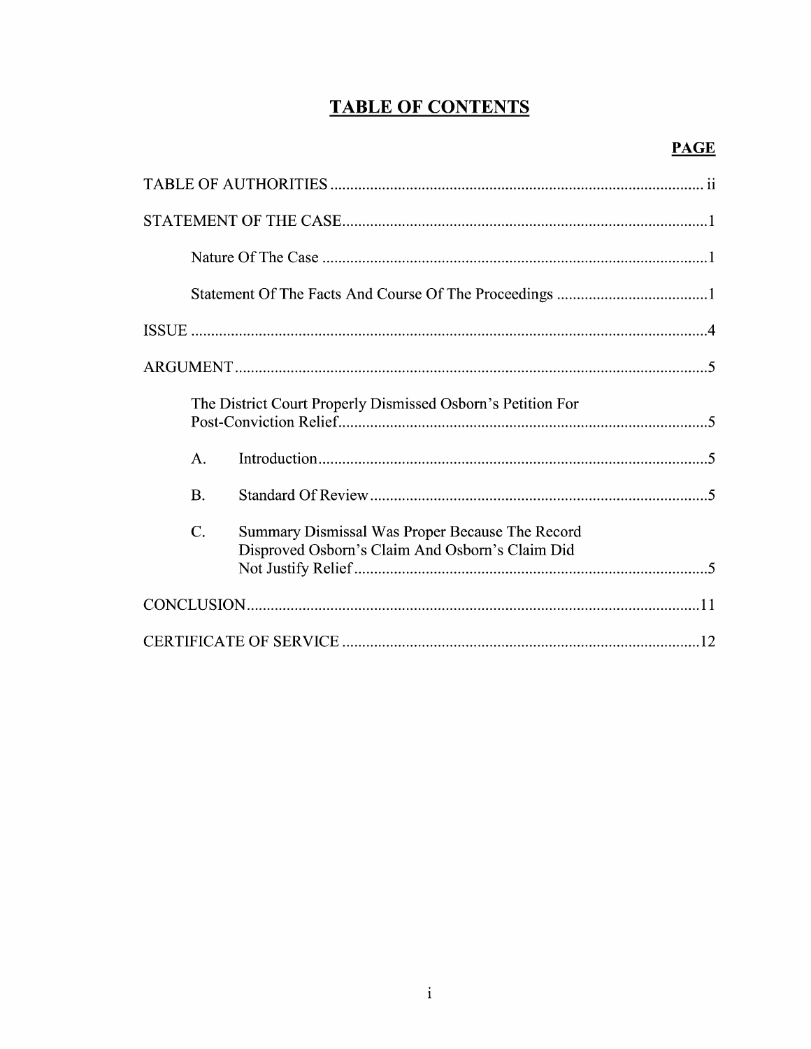# TABLE OF CONTENTS

**PAGE**

TABLE OF AUTHORITIES ..... ii

STATEMENT OF THE CASE ..... 1

- Nature Of The Case ..... 1
- Statement Of The Facts And Course Of The Proceedings ..... 1

ISSUE ..... 4

ARGUMENT ..... 5

- The District Court Properly Dismissed Osborn's Petition For Post-Conviction Relief ..... 5
  - A. Introduction ..... 5
  - B. Standard Of Review ..... 5
  - C. Summary Dismissal Was Proper Because The Record Disproved Osborn's Claim And Osborn's Claim Did Not Justify Relief ..... 5

CONCLUSION ..... 11

CERTIFICATE OF SERVICE ..... 12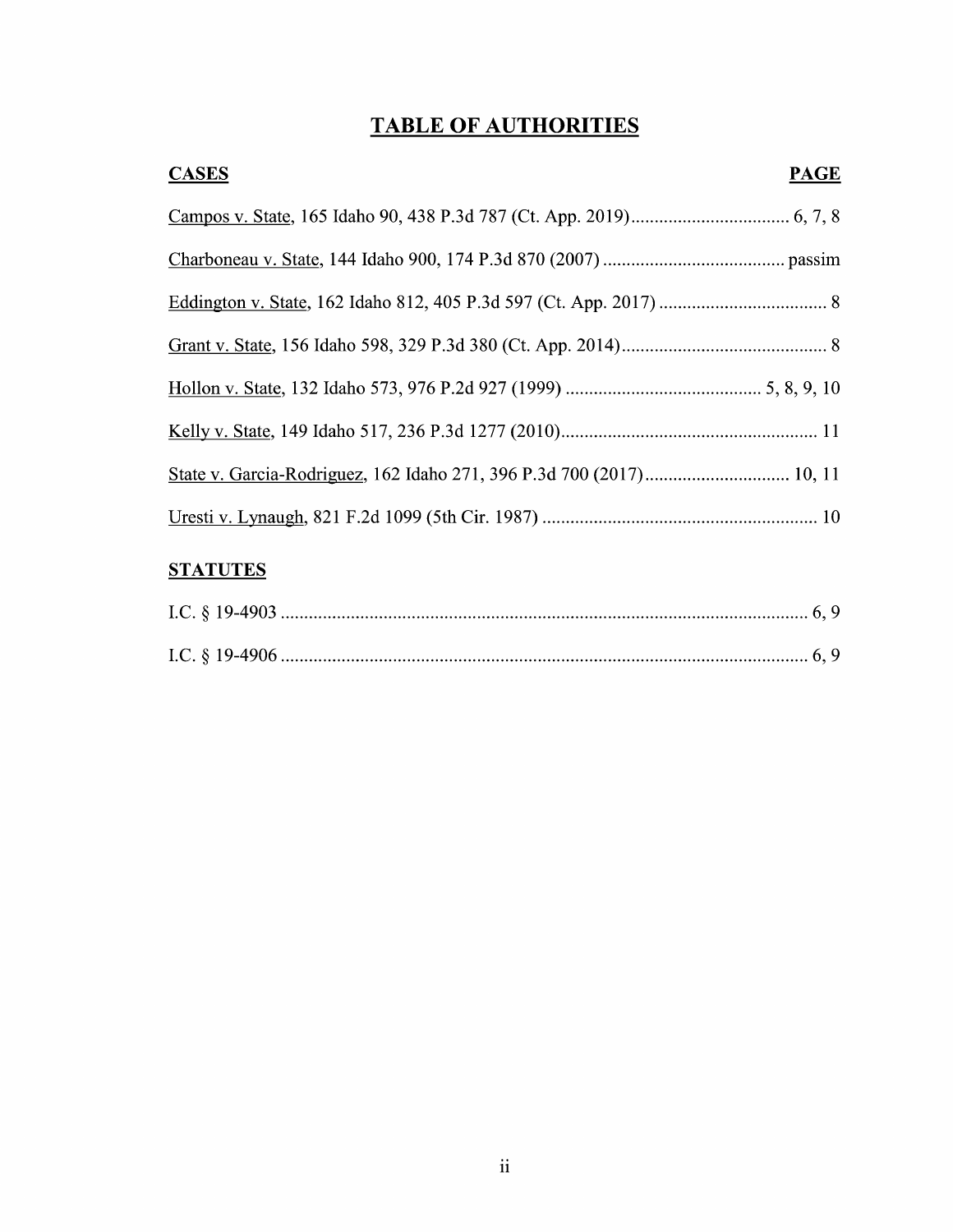# TABLE OF AUTHORITIES

| CASES | PAGE |
| --- | --- |
| Campos v. State, 165 Idaho 90, 438 P.3d 787 (Ct. App. 2019) | 6, 7, 8 |
| Charboneau v. State, 144 Idaho 900, 174 P.3d 870 (2007) | passim |
| Eddington v. State, 162 Idaho 812, 405 P.3d 597 (Ct. App. 2017) | 8 |
| Grant v. State, 156 Idaho 598, 329 P.3d 380 (Ct. App. 2014) | 8 |
| Hollon v. State, 132 Idaho 573, 976 P.2d 927 (1999) | 5, 8, 9, 10 |
| Kelly v. State, 149 Idaho 517, 236 P.3d 1277 (2010) | 11 |
| State v. Garcia-Rodriguez, 162 Idaho 271, 396 P.3d 700 (2017) | 10, 11 |
| Uresti v. Lynaugh, 821 F.2d 1099 (5th Cir. 1987) | 10 |

| STATUTES | |
| --- | --- |
| I.C. § 19-4903 | 6, 9 |
| I.C. § 19-4906 | 6, 9 |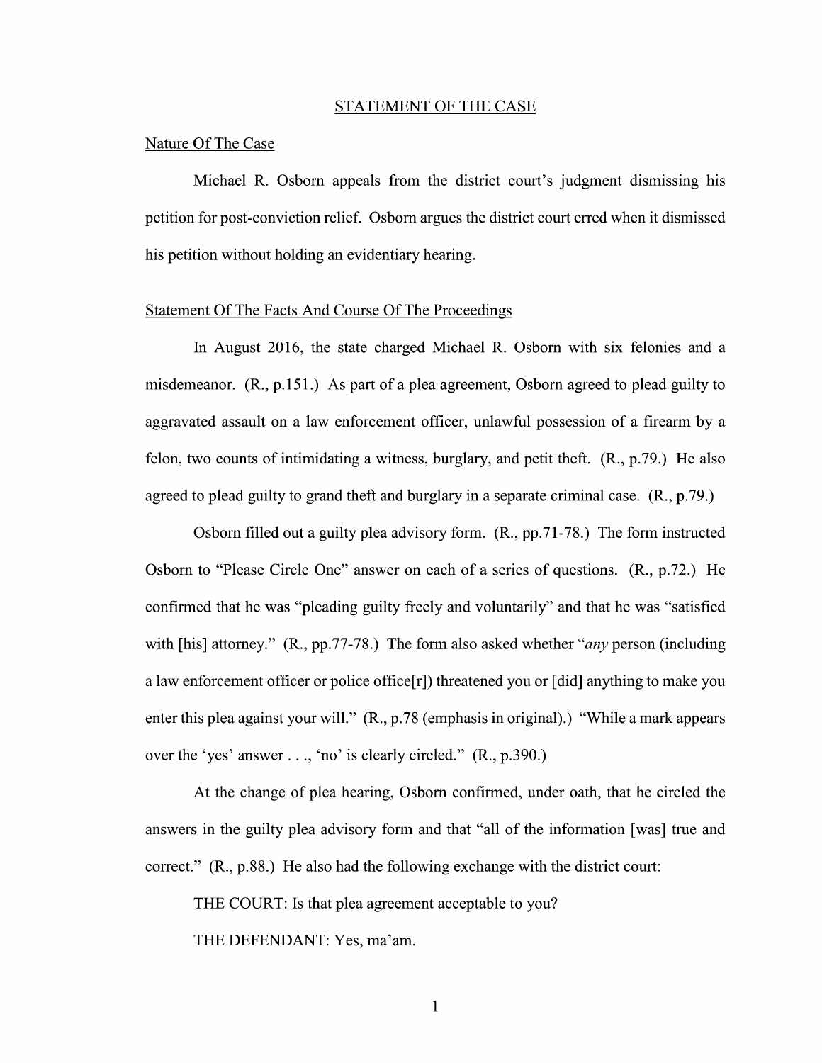## STATEMENT OF THE CASE

### Nature Of The Case

Michael R. Osborn appeals from the district court's judgment dismissing his petition for post-conviction relief. Osborn argues the district court erred when it dismissed his petition without holding an evidentiary hearing.

### Statement Of The Facts And Course Of The Proceedings

In August 2016, the state charged Michael R. Osborn with six felonies and a misdemeanor. (R., p.151.) As part of a plea agreement, Osborn agreed to plead guilty to aggravated assault on a law enforcement officer, unlawful possession of a firearm by a felon, two counts of intimidating a witness, burglary, and petit theft. (R., p.79.) He also agreed to plead guilty to grand theft and burglary in a separate criminal case. (R., p.79.)

Osborn filled out a guilty plea advisory form. (R., pp.71-78.) The form instructed Osborn to "Please Circle One" answer on each of a series of questions. (R., p.72.) He confirmed that he was "pleading guilty freely and voluntarily" and that he was "satisfied with [his] attorney." (R., pp.77-78.) The form also asked whether "*any* person (including a law enforcement officer or police office[r]) threatened you or [did] anything to make you enter this plea against your will." (R., p.78 (emphasis in original).) "While a mark appears over the 'yes' answer . . ., 'no' is clearly circled." (R., p.390.)

At the change of plea hearing, Osborn confirmed, under oath, that he circled the answers in the guilty plea advisory form and that "all of the information [was] true and correct." (R., p.88.) He also had the following exchange with the district court:

THE COURT: Is that plea agreement acceptable to you?

THE DEFENDANT: Yes, ma'am.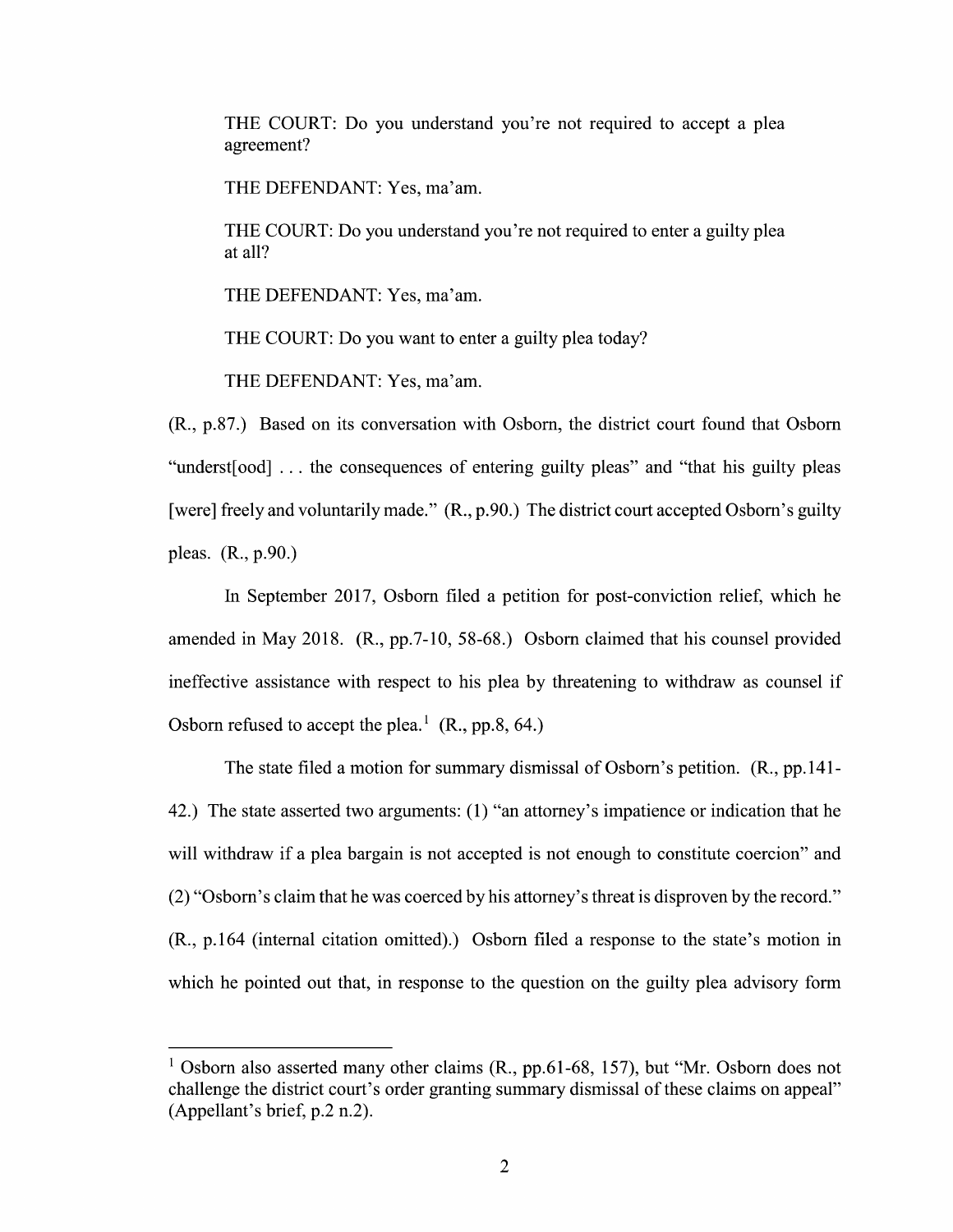> THE COURT: Do you understand you're not required to accept a plea agreement?
>
> THE DEFENDANT: Yes, ma'am.
>
> THE COURT: Do you understand you're not required to enter a guilty plea at all?
>
> THE DEFENDANT: Yes, ma'am.
>
> THE COURT: Do you want to enter a guilty plea today?
>
> THE DEFENDANT: Yes, ma'am.

(R., p.87.) Based on its conversation with Osborn, the district court found that Osborn "underst[ood] . . . the consequences of entering guilty pleas" and "that his guilty pleas [were] freely and voluntarily made." (R., p.90.) The district court accepted Osborn's guilty pleas. (R., p.90.)

In September 2017, Osborn filed a petition for post-conviction relief, which he amended in May 2018. (R., pp.7-10, 58-68.) Osborn claimed that his counsel provided ineffective assistance with respect to his plea by threatening to withdraw as counsel if Osborn refused to accept the plea.[1] (R., pp.8, 64.)

The state filed a motion for summary dismissal of Osborn's petition. (R., pp.141-42.) The state asserted two arguments: (1) "an attorney's impatience or indication that he will withdraw if a plea bargain is not accepted is not enough to constitute coercion" and (2) "Osborn's claim that he was coerced by his attorney's threat is disproven by the record." (R., p.164 (internal citation omitted).) Osborn filed a response to the state's motion in which he pointed out that, in response to the question on the guilty plea advisory form

---

[1] Osborn also asserted many other claims (R., pp.61-68, 157), but "Mr. Osborn does not challenge the district court's order granting summary dismissal of these claims on appeal" (Appellant's brief, p.2 n.2).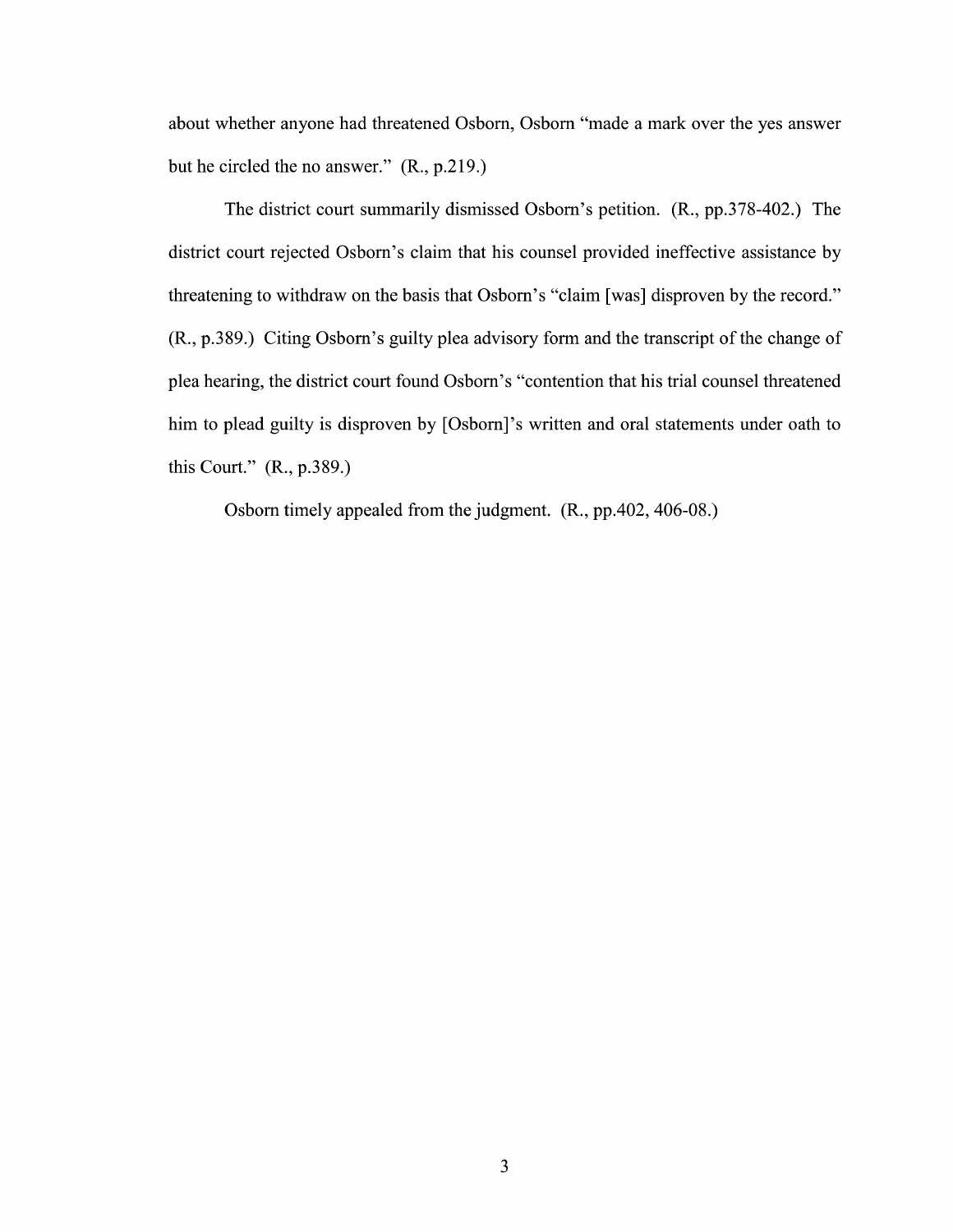about whether anyone had threatened Osborn, Osborn "made a mark over the yes answer but he circled the no answer." (R., p.219.)

The district court summarily dismissed Osborn's petition. (R., pp.378-402.) The district court rejected Osborn's claim that his counsel provided ineffective assistance by threatening to withdraw on the basis that Osborn's "claim [was] disproven by the record." (R., p.389.) Citing Osborn's guilty plea advisory form and the transcript of the change of plea hearing, the district court found Osborn's "contention that his trial counsel threatened him to plead guilty is disproven by [Osborn]'s written and oral statements under oath to this Court." (R., p.389.)

Osborn timely appealed from the judgment. (R., pp.402, 406-08.)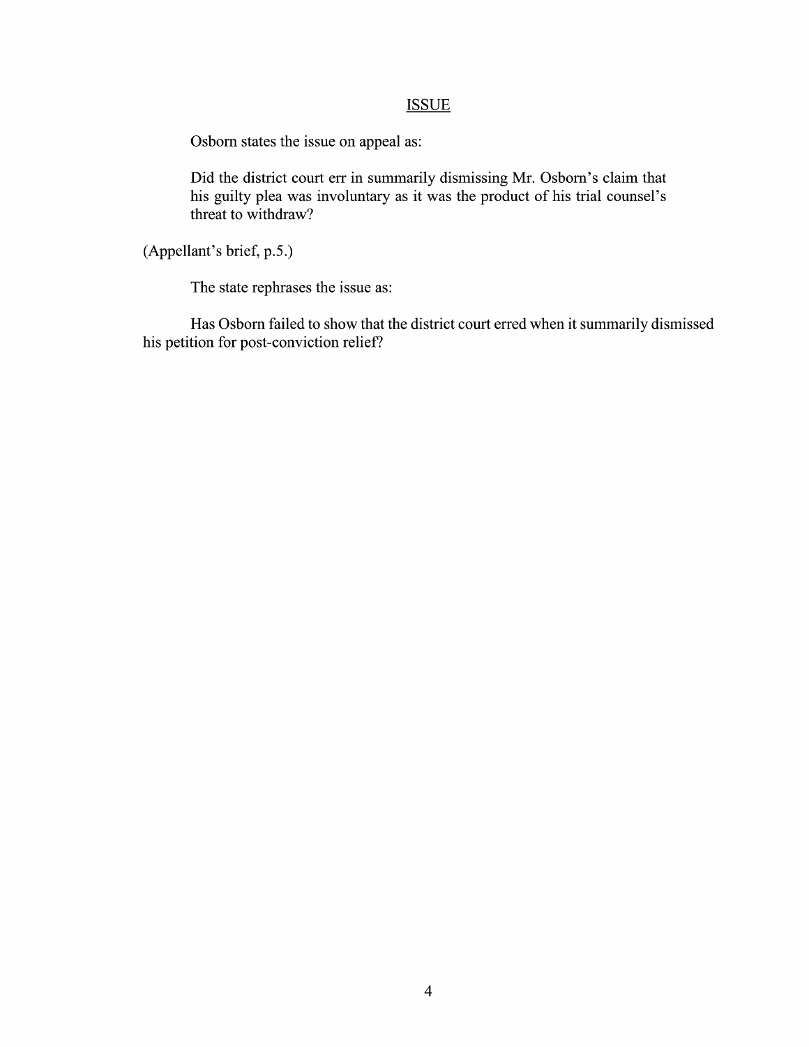## ISSUE

Osborn states the issue on appeal as:

> Did the district court err in summarily dismissing Mr. Osborn's claim that his guilty plea was involuntary as it was the product of his trial counsel's threat to withdraw?

(Appellant's brief, p.5.)

The state rephrases the issue as:

Has Osborn failed to show that the district court erred when it summarily dismissed his petition for post-conviction relief?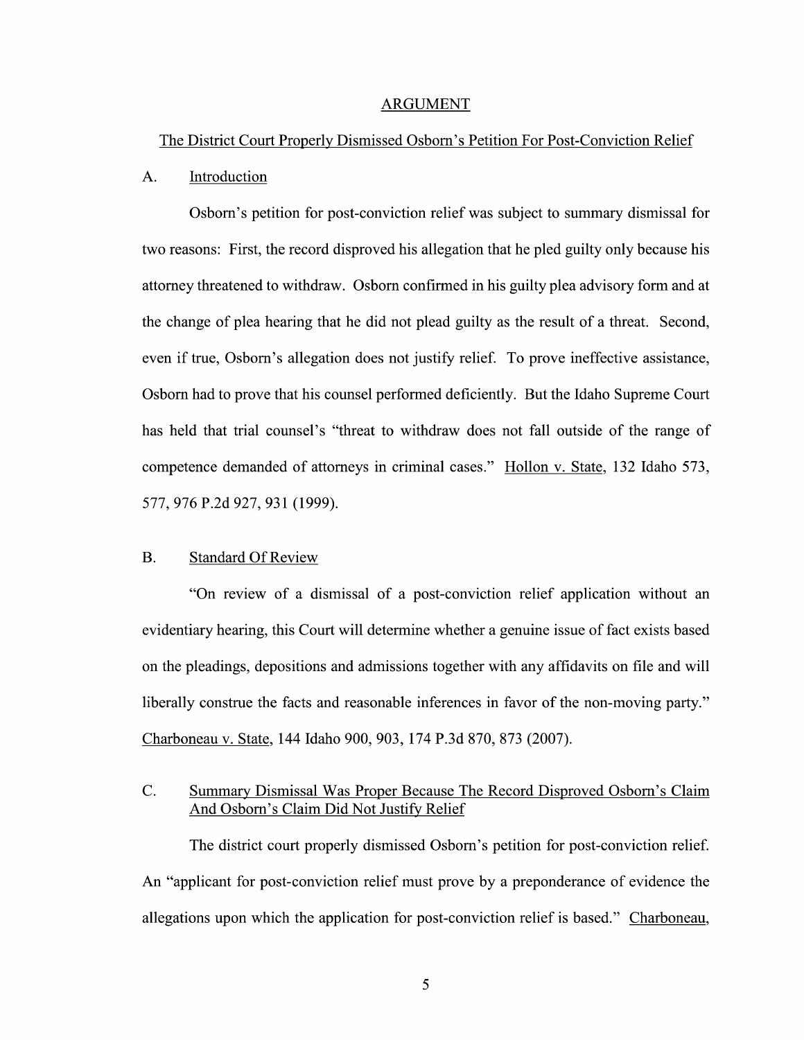## ARGUMENT

### The District Court Properly Dismissed Osborn's Petition For Post-Conviction Relief

#### A. Introduction

Osborn's petition for post-conviction relief was subject to summary dismissal for two reasons: First, the record disproved his allegation that he pled guilty only because his attorney threatened to withdraw. Osborn confirmed in his guilty plea advisory form and at the change of plea hearing that he did not plead guilty as the result of a threat. Second, even if true, Osborn's allegation does not justify relief. To prove ineffective assistance, Osborn had to prove that his counsel performed deficiently. But the Idaho Supreme Court has held that trial counsel's "threat to withdraw does not fall outside of the range of competence demanded of attorneys in criminal cases." Hollon v. State, 132 Idaho 573, 577, 976 P.2d 927, 931 (1999).

#### B. Standard Of Review

"On review of a dismissal of a post-conviction relief application without an evidentiary hearing, this Court will determine whether a genuine issue of fact exists based on the pleadings, depositions and admissions together with any affidavits on file and will liberally construe the facts and reasonable inferences in favor of the non-moving party." Charboneau v. State, 144 Idaho 900, 903, 174 P.3d 870, 873 (2007).

#### C. Summary Dismissal Was Proper Because The Record Disproved Osborn's Claim And Osborn's Claim Did Not Justify Relief

The district court properly dismissed Osborn's petition for post-conviction relief. An "applicant for post-conviction relief must prove by a preponderance of evidence the allegations upon which the application for post-conviction relief is based." Charboneau,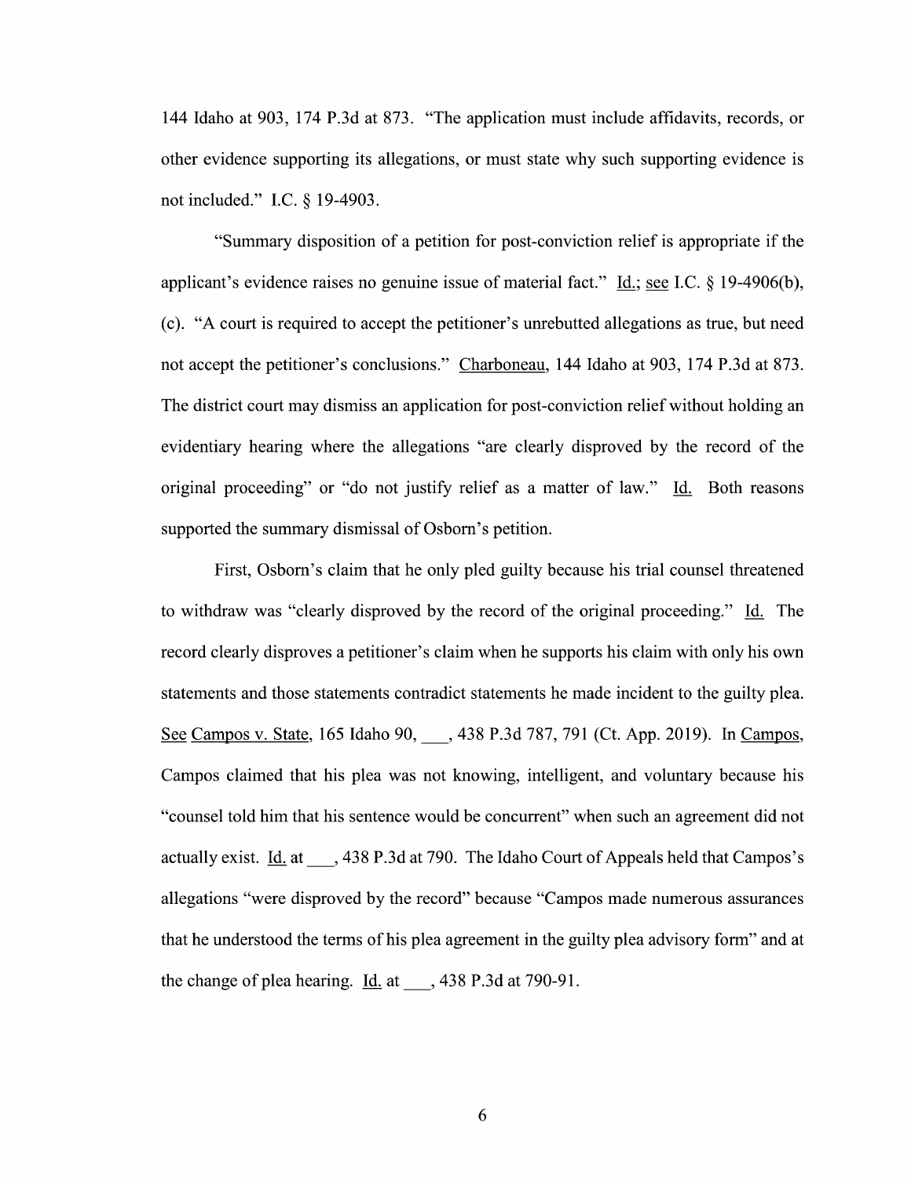144 Idaho at 903, 174 P.3d at 873. "The application must include affidavits, records, or other evidence supporting its allegations, or must state why such supporting evidence is not included." I.C. § 19-4903.

"Summary disposition of a petition for post-conviction relief is appropriate if the applicant's evidence raises no genuine issue of material fact." Id.; see I.C. § 19-4906(b), (c). "A court is required to accept the petitioner's unrebutted allegations as true, but need not accept the petitioner's conclusions." Charboneau, 144 Idaho at 903, 174 P.3d at 873. The district court may dismiss an application for post-conviction relief without holding an evidentiary hearing where the allegations "are clearly disproved by the record of the original proceeding" or "do not justify relief as a matter of law." Id. Both reasons supported the summary dismissal of Osborn's petition.

First, Osborn's claim that he only pled guilty because his trial counsel threatened to withdraw was "clearly disproved by the record of the original proceeding." Id. The record clearly disproves a petitioner's claim when he supports his claim with only his own statements and those statements contradict statements he made incident to the guilty plea. See Campos v. State, 165 Idaho 90, ___, 438 P.3d 787, 791 (Ct. App. 2019). In Campos, Campos claimed that his plea was not knowing, intelligent, and voluntary because his "counsel told him that his sentence would be concurrent" when such an agreement did not actually exist. Id. at ___, 438 P.3d at 790. The Idaho Court of Appeals held that Campos's allegations "were disproved by the record" because "Campos made numerous assurances that he understood the terms of his plea agreement in the guilty plea advisory form" and at the change of plea hearing. Id. at ___, 438 P.3d at 790-91.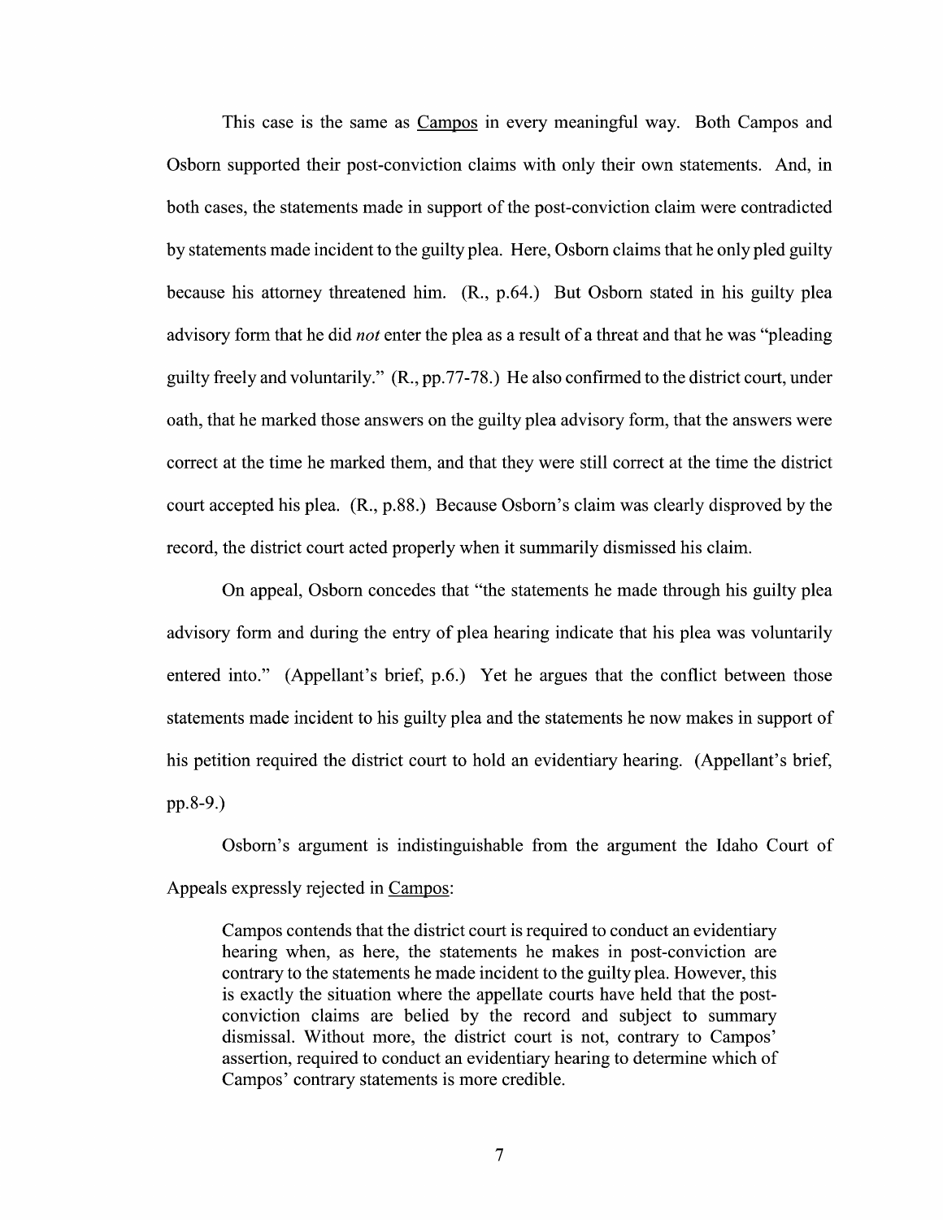This case is the same as Campos in every meaningful way. Both Campos and Osborn supported their post-conviction claims with only their own statements. And, in both cases, the statements made in support of the post-conviction claim were contradicted by statements made incident to the guilty plea. Here, Osborn claims that he only pled guilty because his attorney threatened him. (R., p.64.) But Osborn stated in his guilty plea advisory form that he did *not* enter the plea as a result of a threat and that he was "pleading guilty freely and voluntarily." (R., pp.77-78.) He also confirmed to the district court, under oath, that he marked those answers on the guilty plea advisory form, that the answers were correct at the time he marked them, and that they were still correct at the time the district court accepted his plea. (R., p.88.) Because Osborn's claim was clearly disproved by the record, the district court acted properly when it summarily dismissed his claim.

On appeal, Osborn concedes that "the statements he made through his guilty plea advisory form and during the entry of plea hearing indicate that his plea was voluntarily entered into." (Appellant's brief, p.6.) Yet he argues that the conflict between those statements made incident to his guilty plea and the statements he now makes in support of his petition required the district court to hold an evidentiary hearing. (Appellant's brief, pp.8-9.)

Osborn's argument is indistinguishable from the argument the Idaho Court of Appeals expressly rejected in Campos:

> Campos contends that the district court is required to conduct an evidentiary hearing when, as here, the statements he makes in post-conviction are contrary to the statements he made incident to the guilty plea. However, this is exactly the situation where the appellate courts have held that the post-conviction claims are belied by the record and subject to summary dismissal. Without more, the district court is not, contrary to Campos' assertion, required to conduct an evidentiary hearing to determine which of Campos' contrary statements is more credible.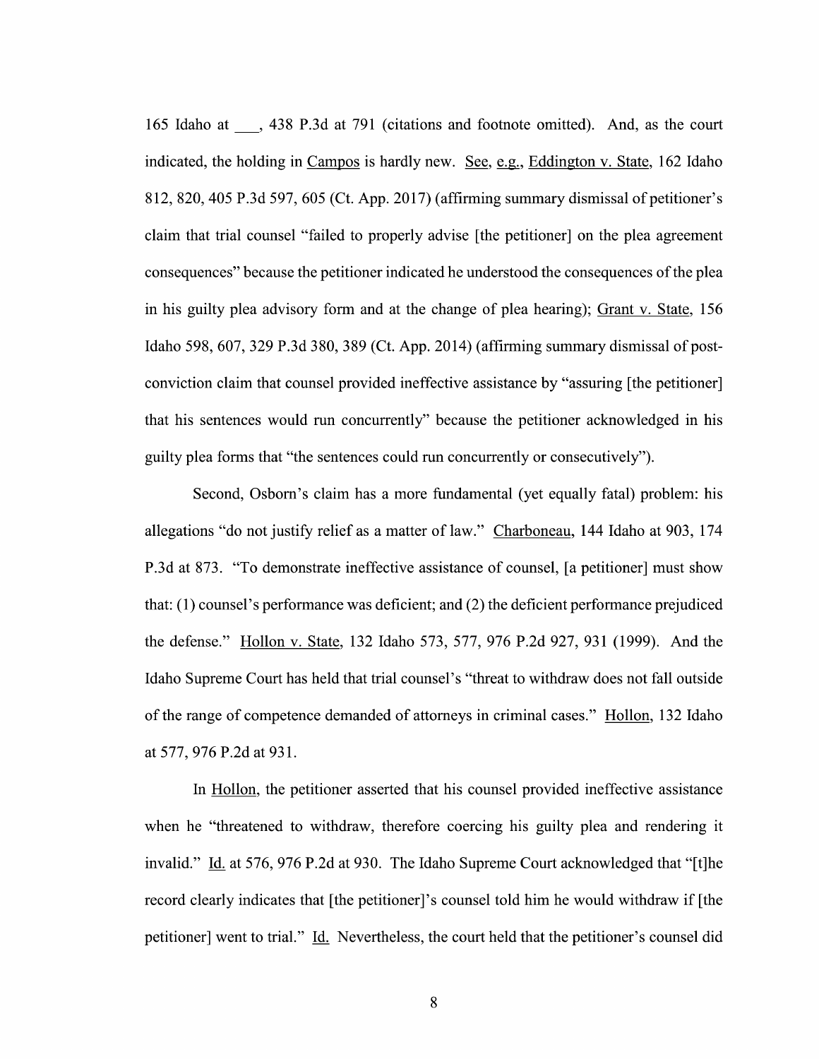165 Idaho at ___, 438 P.3d at 791 (citations and footnote omitted). And, as the court indicated, the holding in Campos is hardly new. See, e.g., Eddington v. State, 162 Idaho 812, 820, 405 P.3d 597, 605 (Ct. App. 2017) (affirming summary dismissal of petitioner's claim that trial counsel "failed to properly advise [the petitioner] on the plea agreement consequences" because the petitioner indicated he understood the consequences of the plea in his guilty plea advisory form and at the change of plea hearing); Grant v. State, 156 Idaho 598, 607, 329 P.3d 380, 389 (Ct. App. 2014) (affirming summary dismissal of post-conviction claim that counsel provided ineffective assistance by "assuring [the petitioner] that his sentences would run concurrently" because the petitioner acknowledged in his guilty plea forms that "the sentences could run concurrently or consecutively").

Second, Osborn's claim has a more fundamental (yet equally fatal) problem: his allegations "do not justify relief as a matter of law." Charboneau, 144 Idaho at 903, 174 P.3d at 873. "To demonstrate ineffective assistance of counsel, [a petitioner] must show that: (1) counsel's performance was deficient; and (2) the deficient performance prejudiced the defense." Hollon v. State, 132 Idaho 573, 577, 976 P.2d 927, 931 (1999). And the Idaho Supreme Court has held that trial counsel's "threat to withdraw does not fall outside of the range of competence demanded of attorneys in criminal cases." Hollon, 132 Idaho at 577, 976 P.2d at 931.

In Hollon, the petitioner asserted that his counsel provided ineffective assistance when he "threatened to withdraw, therefore coercing his guilty plea and rendering it invalid." Id. at 576, 976 P.2d at 930. The Idaho Supreme Court acknowledged that "[t]he record clearly indicates that [the petitioner]'s counsel told him he would withdraw if [the petitioner] went to trial." Id. Nevertheless, the court held that the petitioner's counsel did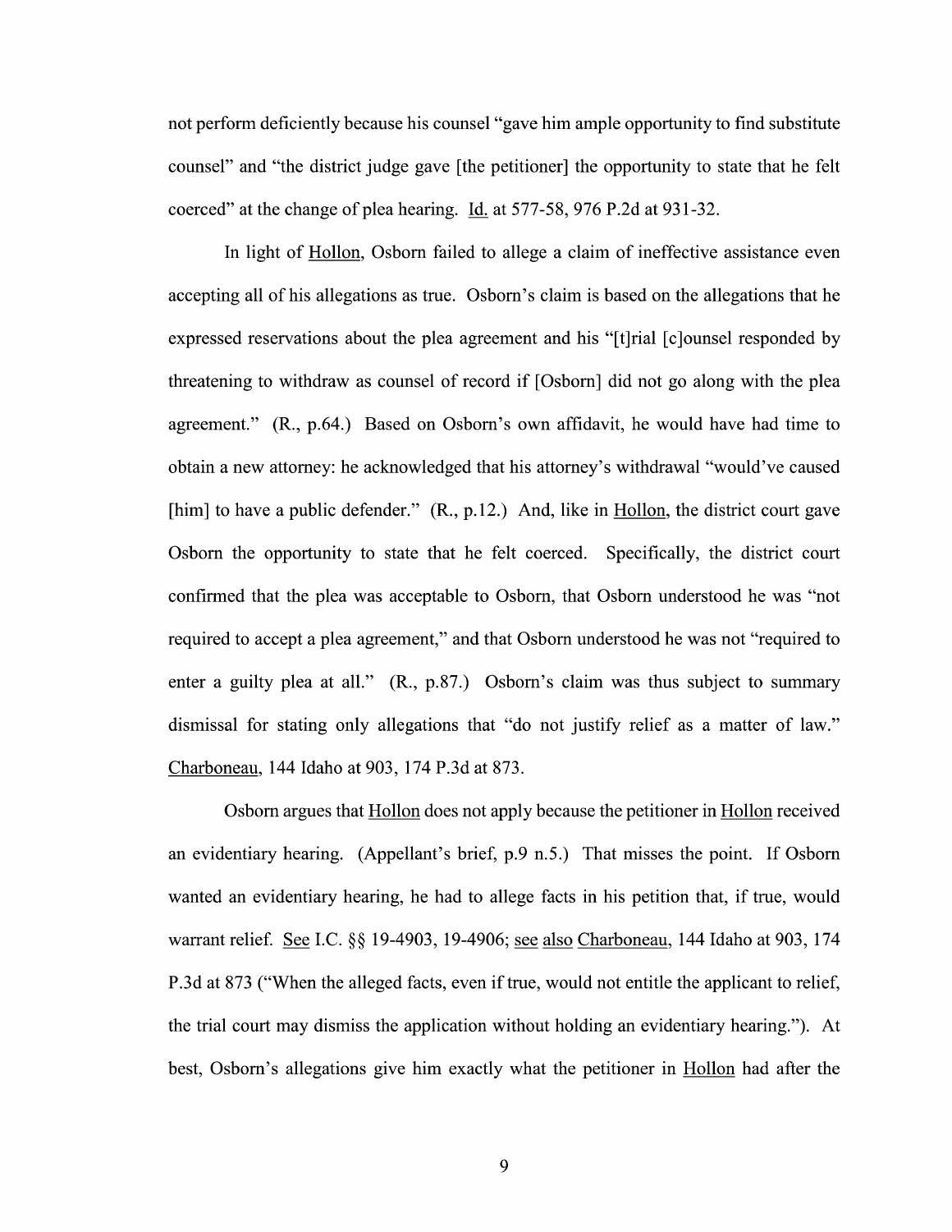not perform deficiently because his counsel "gave him ample opportunity to find substitute counsel" and "the district judge gave [the petitioner] the opportunity to state that he felt coerced" at the change of plea hearing. Id. at 577-58, 976 P.2d at 931-32.

In light of Hollon, Osborn failed to allege a claim of ineffective assistance even accepting all of his allegations as true. Osborn's claim is based on the allegations that he expressed reservations about the plea agreement and his "[t]rial [c]ounsel responded by threatening to withdraw as counsel of record if [Osborn] did not go along with the plea agreement." (R., p.64.) Based on Osborn's own affidavit, he would have had time to obtain a new attorney: he acknowledged that his attorney's withdrawal "would've caused [him] to have a public defender." (R., p.12.) And, like in Hollon, the district court gave Osborn the opportunity to state that he felt coerced. Specifically, the district court confirmed that the plea was acceptable to Osborn, that Osborn understood he was "not required to accept a plea agreement," and that Osborn understood he was not "required to enter a guilty plea at all." (R., p.87.) Osborn's claim was thus subject to summary dismissal for stating only allegations that "do not justify relief as a matter of law." Charboneau, 144 Idaho at 903, 174 P.3d at 873.

Osborn argues that Hollon does not apply because the petitioner in Hollon received an evidentiary hearing. (Appellant's brief, p.9 n.5.) That misses the point. If Osborn wanted an evidentiary hearing, he had to allege facts in his petition that, if true, would warrant relief. See I.C. §§ 19-4903, 19-4906; see also Charboneau, 144 Idaho at 903, 174 P.3d at 873 ("When the alleged facts, even if true, would not entitle the applicant to relief, the trial court may dismiss the application without holding an evidentiary hearing."). At best, Osborn's allegations give him exactly what the petitioner in Hollon had after the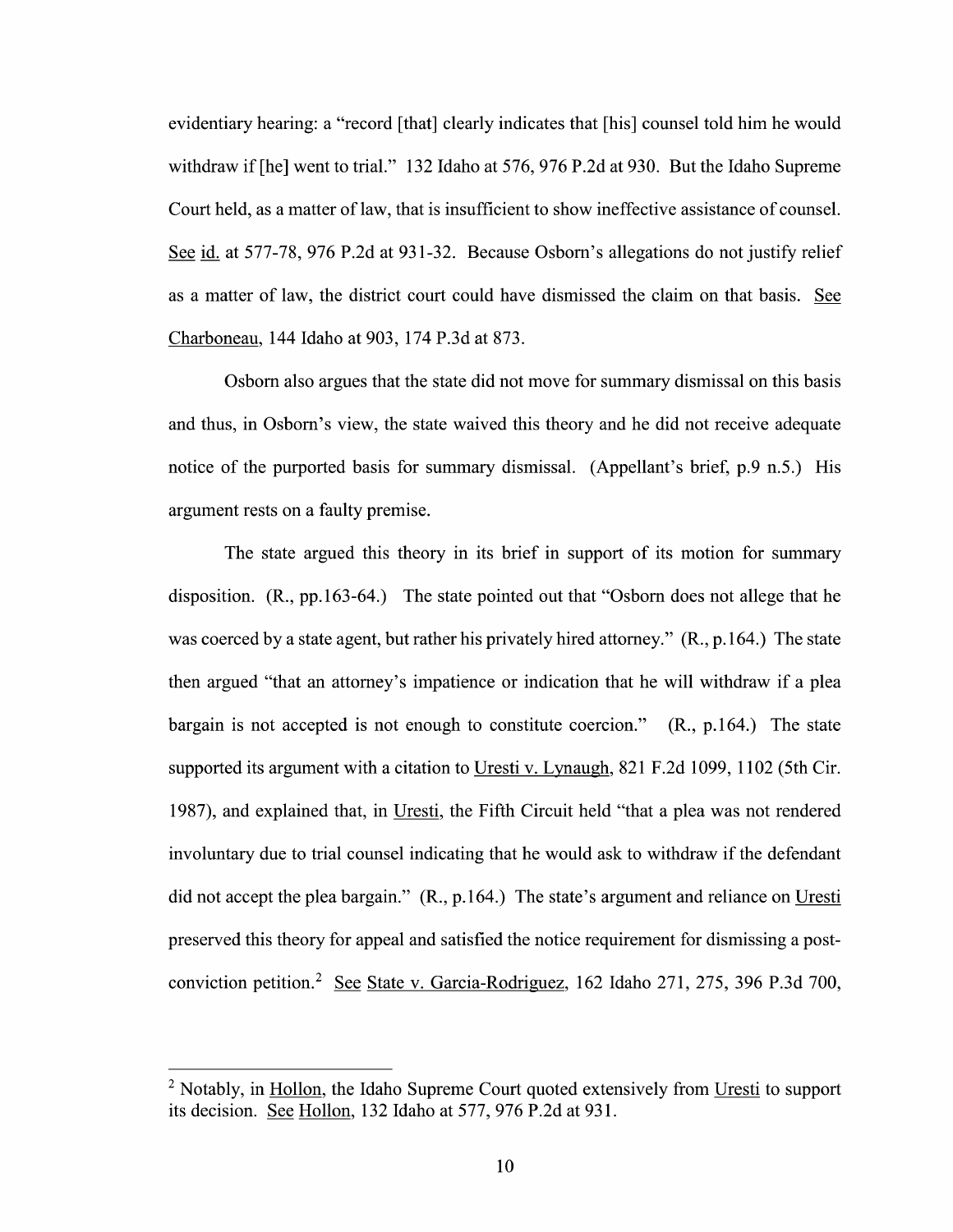evidentiary hearing: a "record [that] clearly indicates that [his] counsel told him he would withdraw if [he] went to trial." 132 Idaho at 576, 976 P.2d at 930. But the Idaho Supreme Court held, as a matter of law, that is insufficient to show ineffective assistance of counsel. See id. at 577-78, 976 P.2d at 931-32. Because Osborn's allegations do not justify relief as a matter of law, the district court could have dismissed the claim on that basis. See Charboneau, 144 Idaho at 903, 174 P.3d at 873.

Osborn also argues that the state did not move for summary dismissal on this basis and thus, in Osborn's view, the state waived this theory and he did not receive adequate notice of the purported basis for summary dismissal. (Appellant's brief, p.9 n.5.) His argument rests on a faulty premise.

The state argued this theory in its brief in support of its motion for summary disposition. (R., pp.163-64.) The state pointed out that "Osborn does not allege that he was coerced by a state agent, but rather his privately hired attorney." (R., p.164.) The state then argued "that an attorney's impatience or indication that he will withdraw if a plea bargain is not accepted is not enough to constitute coercion." (R., p.164.) The state supported its argument with a citation to Uresti v. Lynaugh, 821 F.2d 1099, 1102 (5th Cir. 1987), and explained that, in Uresti, the Fifth Circuit held "that a plea was not rendered involuntary due to trial counsel indicating that he would ask to withdraw if the defendant did not accept the plea bargain." (R., p.164.) The state's argument and reliance on Uresti preserved this theory for appeal and satisfied the notice requirement for dismissing a post-conviction petition.[2] See State v. Garcia-Rodriguez, 162 Idaho 271, 275, 396 P.3d 700,

---

[2] Notably, in Hollon, the Idaho Supreme Court quoted extensively from Uresti to support its decision. See Hollon, 132 Idaho at 577, 976 P.2d at 931.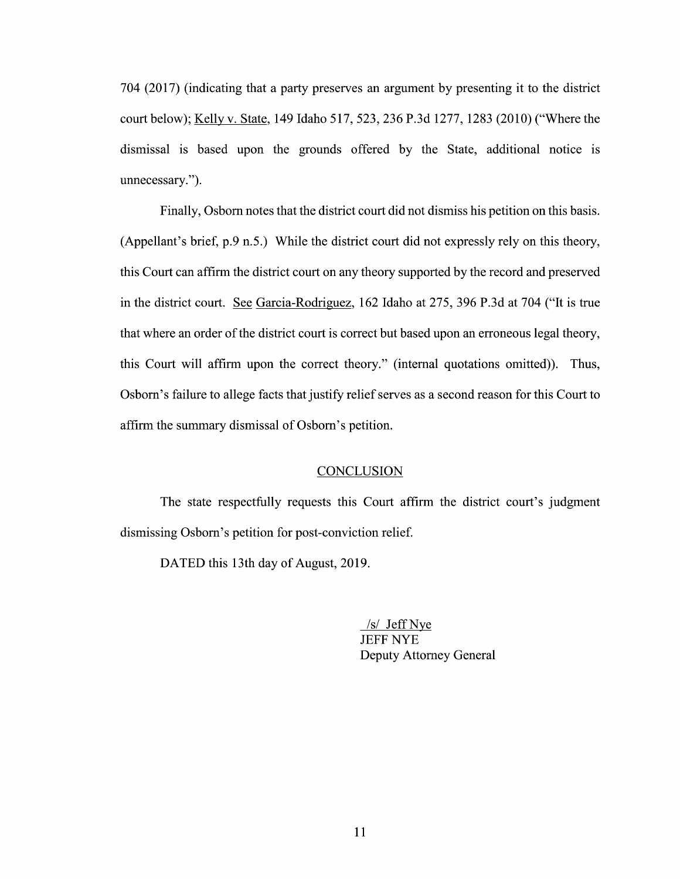704 (2017) (indicating that a party preserves an argument by presenting it to the district court below); Kelly v. State, 149 Idaho 517, 523, 236 P.3d 1277, 1283 (2010) ("Where the dismissal is based upon the grounds offered by the State, additional notice is unnecessary.").

Finally, Osborn notes that the district court did not dismiss his petition on this basis. (Appellant's brief, p.9 n.5.) While the district court did not expressly rely on this theory, this Court can affirm the district court on any theory supported by the record and preserved in the district court. See Garcia-Rodriguez, 162 Idaho at 275, 396 P.3d at 704 ("It is true that where an order of the district court is correct but based upon an erroneous legal theory, this Court will affirm upon the correct theory." (internal quotations omitted)). Thus, Osborn's failure to allege facts that justify relief serves as a second reason for this Court to affirm the summary dismissal of Osborn's petition.

## CONCLUSION

The state respectfully requests this Court affirm the district court's judgment dismissing Osborn's petition for post-conviction relief.

DATED this 13th day of August, 2019.

/s/ Jeff Nye
JEFF NYE
Deputy Attorney General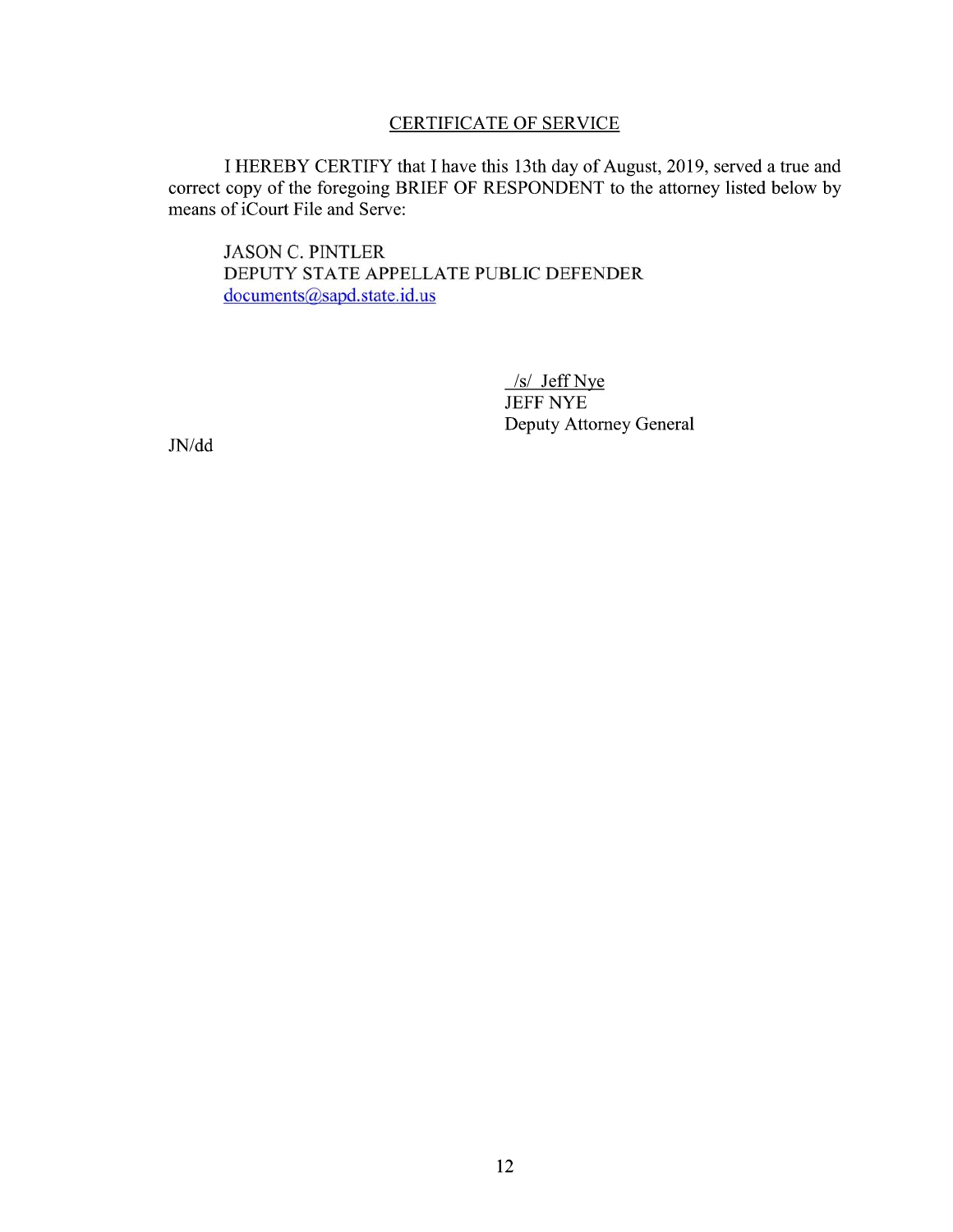## CERTIFICATE OF SERVICE

I HEREBY CERTIFY that I have this 13th day of August, 2019, served a true and correct copy of the foregoing BRIEF OF RESPONDENT to the attorney listed below by means of iCourt File and Serve:

JASON C. PINTLER
DEPUTY STATE APPELLATE PUBLIC DEFENDER
documents@sapd.state.id.us

/s/ Jeff Nye
JEFF NYE
Deputy Attorney General

JN/dd